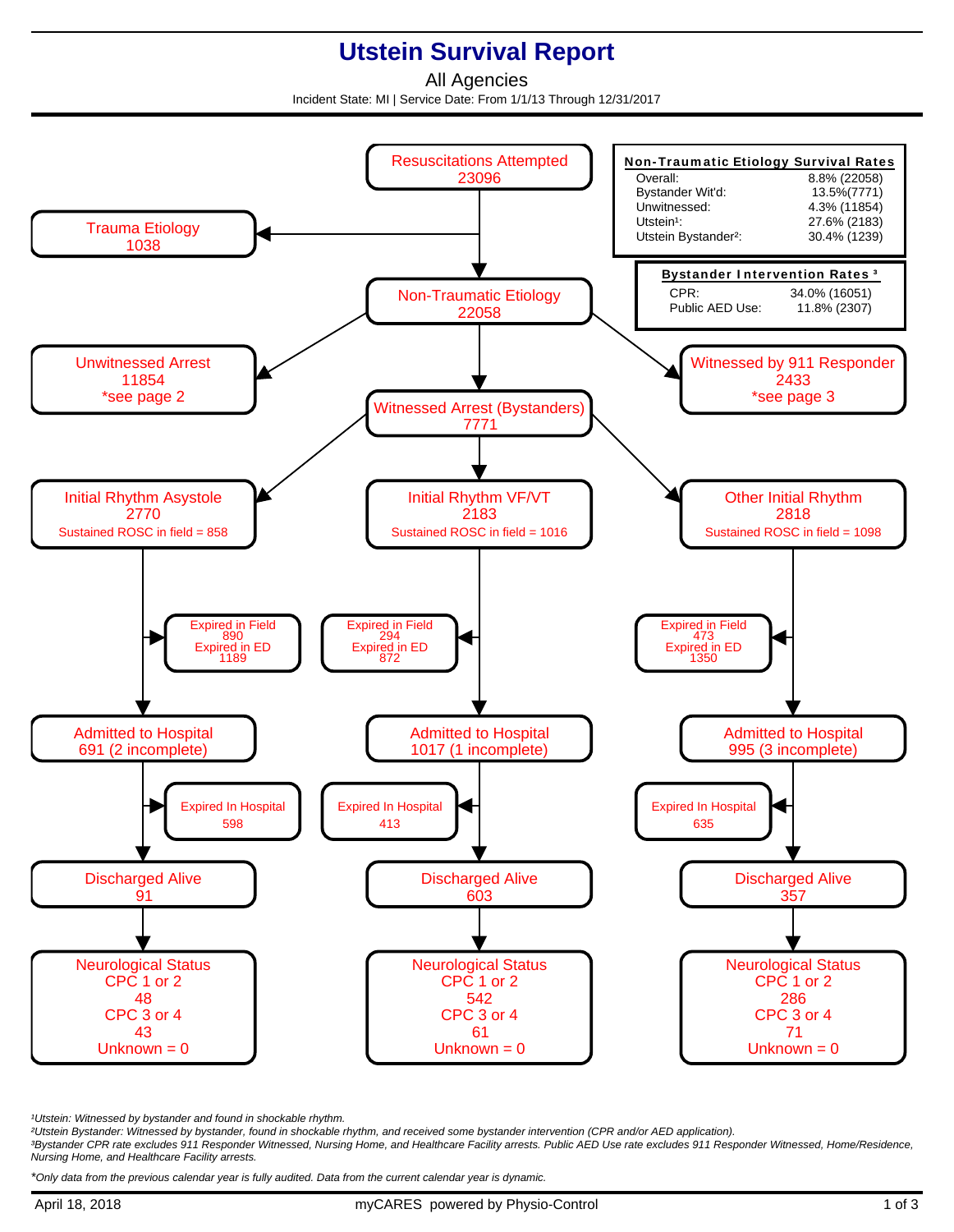# Utstein Survival Report

All Agencies

Incident State: MI | Service Date: From 1/1/13 Through 12/31/2017

**Non-Traumatic Etiology Survival Rates**

| | |
|---|---|
| Overall: | 8.8% (22058) |
| Bystander Wit'd: | 13.5%(7771) |
| Unwitnessed: | 4.3% (11854) |
| Utstein[1]: | 27.6% (2183) |
| Utstein Bystander[2]: | 30.4% (1239) |

**Bystander Intervention Rates [3]**

| | |
|---|---|
| CPR: | 34.0% (16051) |
| Public AED Use: | 11.8% (2307) |

Resuscitations Attempted
23096

Trauma Etiology
1038

Non-Traumatic Etiology
22058

Unwitnessed Arrest
11854
*see page 2

Witnessed Arrest (Bystanders)
7771

Witnessed by 911 Responder
2433
*see page 3

Initial Rhythm Asystole
2770
Sustained ROSC in field = 858

Expired in Field
890
Expired in ED
1189

Admitted to Hospital
691 (2 incomplete)

Expired In Hospital
598

Discharged Alive
91

Neurological Status
CPC 1 or 2
48
CPC 3 or 4
43
Unknown = 0

Initial Rhythm VF/VT
2183
Sustained ROSC in field = 1016

Expired in Field
294
Expired in ED
872

Admitted to Hospital
1017 (1 incomplete)

Expired In Hospital
413

Discharged Alive
603

Neurological Status
CPC 1 or 2
542
CPC 3 or 4
61
Unknown = 0

Other Initial Rhythm
2818
Sustained ROSC in field = 1098

Expired in Field
473
Expired in ED
1350

Admitted to Hospital
995 (3 incomplete)

Expired In Hospital
635

Discharged Alive
357

Neurological Status
CPC 1 or 2
286
CPC 3 or 4
71
Unknown = 0

*[1]Utstein: Witnessed by bystander and found in shockable rhythm.*
*[2]Utstein Bystander: Witnessed by bystander, found in shockable rhythm, and received some bystander intervention (CPR and/or AED application).*
*[3]Bystander CPR rate excludes 911 Responder Witnessed, Nursing Home, and Healthcare Facility arrests. Public AED Use rate excludes 911 Responder Witnessed, Home/Residence, Nursing Home, and Healthcare Facility arrests.*

*\*Only data from the previous calendar year is fully audited. Data from the current calendar year is dynamic.*

April 18, 2018 myCARES powered by Physio-Control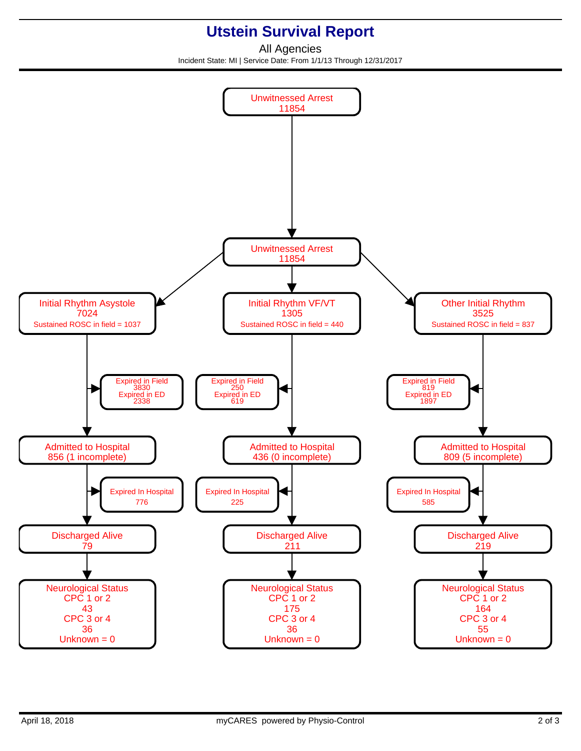# Utstein Survival Report

All Agencies

Incident State: MI | Service Date: From 1/1/13 Through 12/31/2017

**Unwitnessed Arrest**
11854

↓

**Unwitnessed Arrest**
11854

| | Initial Rhythm Asystole | Initial Rhythm VF/VT | Other Initial Rhythm |
|---|---|---|---|
| Total | 7024 | 1305 | 3525 |
| Sustained ROSC in field | 1037 | 440 | 837 |
| Expired in Field | 3830 | 250 | 819 |
| Expired in ED | 2338 | 619 | 1897 |
| Admitted to Hospital | 856 (1 incomplete) | 436 (0 incomplete) | 809 (5 incomplete) |
| Expired In Hospital | 776 | 225 | 585 |
| Discharged Alive | 79 | 211 | 219 |
| Neurological Status CPC 1 or 2 | 43 | 175 | 164 |
| Neurological Status CPC 3 or 4 | 36 | 36 | 55 |
| Neurological Status Unknown | 0 | 0 | 0 |

April 18, 2018

myCARES powered by Physio-Control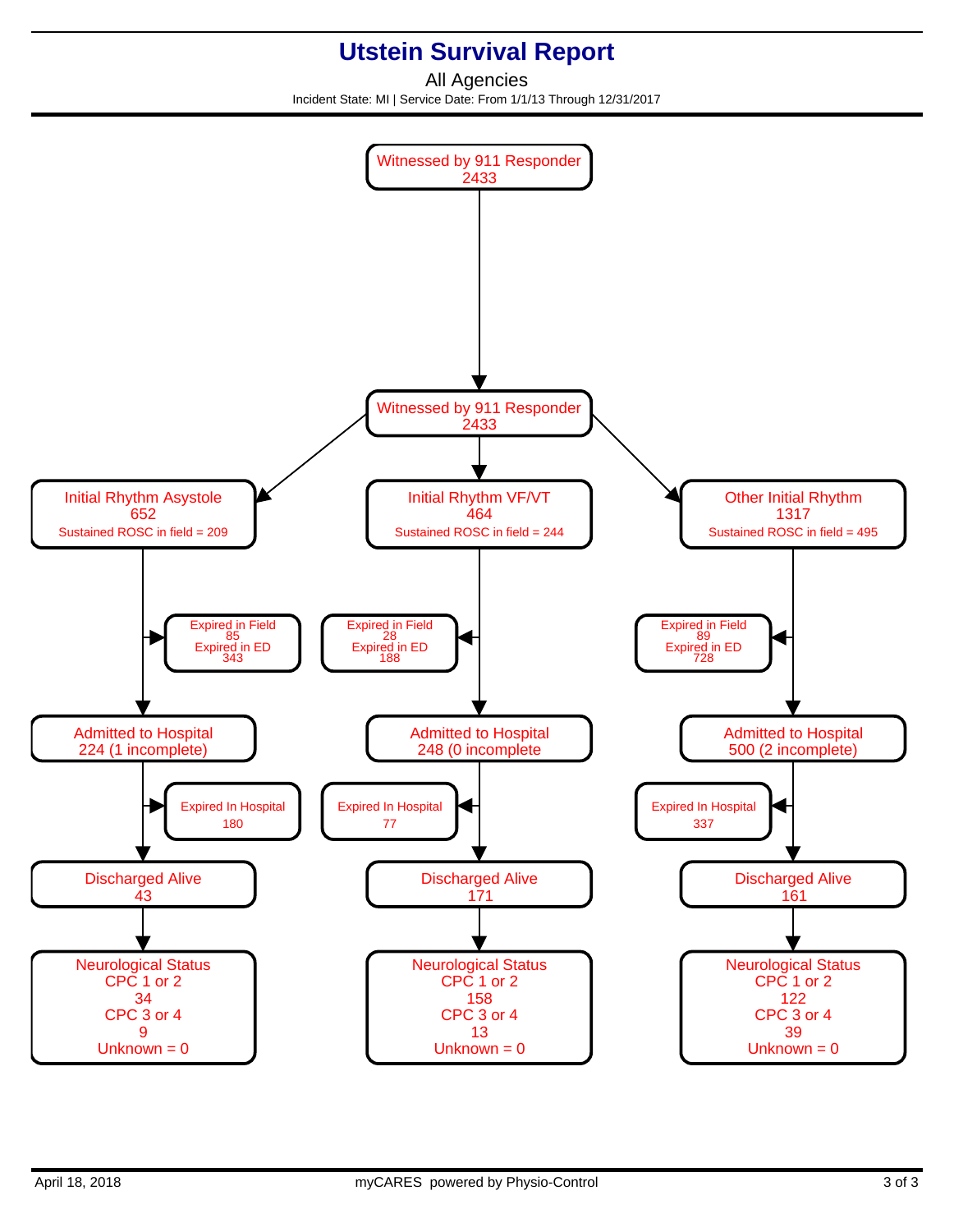# Utstein Survival Report

All Agencies

Incident State: MI | Service Date: From 1/1/13 Through 12/31/2017

Witnessed by 911 Responder
2433

Witnessed by 911 Responder
2433

Initial Rhythm Asystole
652
Sustained ROSC in field = 209

Initial Rhythm VF/VT
464
Sustained ROSC in field = 244

Other Initial Rhythm
1317
Sustained ROSC in field = 495

Expired in Field
85
Expired in ED
343

Expired in Field
28
Expired in ED
188

Expired in Field
89
Expired in ED
728

Admitted to Hospital
224 (1 incomplete)

Admitted to Hospital
248 (0 incomplete

Admitted to Hospital
500 (2 incomplete)

Expired In Hospital
180

Expired In Hospital
77

Expired In Hospital
337

Discharged Alive
43

Discharged Alive
171

Discharged Alive
161

Neurological Status
CPC 1 or 2
34
CPC 3 or 4
9
Unknown = 0

Neurological Status
CPC 1 or 2
158
CPC 3 or 4
13
Unknown = 0

Neurological Status
CPC 1 or 2
122
CPC 3 or 4
39
Unknown = 0

April 18, 2018 myCARES powered by Physio-Control